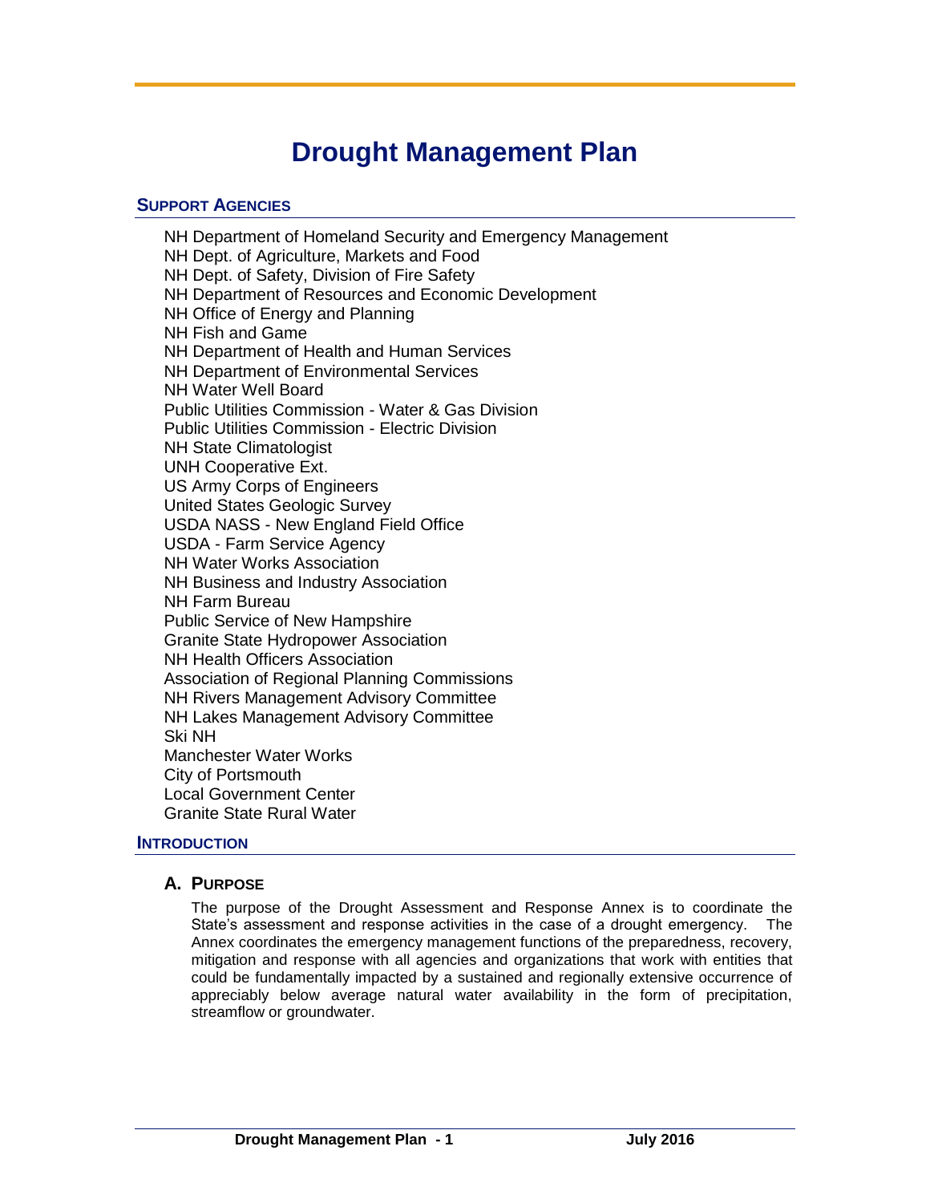# Drought Management Plan

## Support Agencies

NH Department of Homeland Security and Emergency Management
NH Dept. of Agriculture, Markets and Food
NH Dept. of Safety, Division of Fire Safety
NH Department of Resources and Economic Development
NH Office of Energy and Planning
NH Fish and Game
NH Department of Health and Human Services
NH Department of Environmental Services
NH Water Well Board
Public Utilities Commission - Water & Gas Division
Public Utilities Commission - Electric Division
NH State Climatologist
UNH Cooperative Ext.
US Army Corps of Engineers
United States Geologic Survey
USDA NASS - New England Field Office
USDA - Farm Service Agency
NH Water Works Association
NH Business and Industry Association
NH Farm Bureau
Public Service of New Hampshire
Granite State Hydropower Association
NH Health Officers Association
Association of Regional Planning Commissions
NH Rivers Management Advisory Committee
NH Lakes Management Advisory Committee
Ski NH
Manchester Water Works
City of Portsmouth
Local Government Center
Granite State Rural Water

## Introduction

### A. Purpose

The purpose of the Drought Assessment and Response Annex is to coordinate the State's assessment and response activities in the case of a drought emergency. The Annex coordinates the emergency management functions of the preparedness, recovery, mitigation and response with all agencies and organizations that work with entities that could be fundamentally impacted by a sustained and regionally extensive occurrence of appreciably below average natural water availability in the form of precipitation, streamflow or groundwater.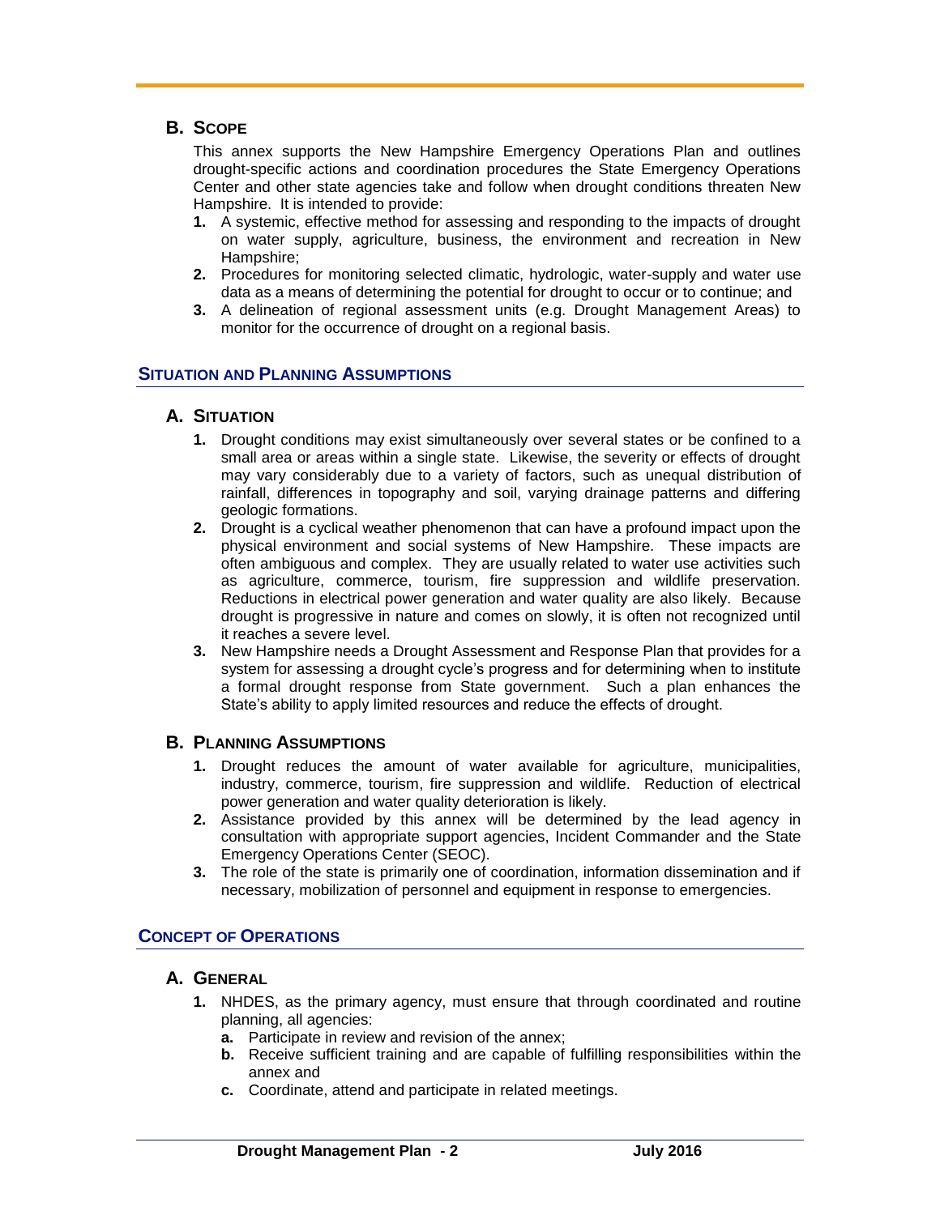## B. Scope

This annex supports the New Hampshire Emergency Operations Plan and outlines drought-specific actions and coordination procedures the State Emergency Operations Center and other state agencies take and follow when drought conditions threaten New Hampshire. It is intended to provide:

1. A systemic, effective method for assessing and responding to the impacts of drought on water supply, agriculture, business, the environment and recreation in New Hampshire;
2. Procedures for monitoring selected climatic, hydrologic, water-supply and water use data as a means of determining the potential for drought to occur or to continue; and
3. A delineation of regional assessment units (e.g. Drought Management Areas) to monitor for the occurrence of drought on a regional basis.

# Situation and Planning Assumptions

## A. Situation

1. Drought conditions may exist simultaneously over several states or be confined to a small area or areas within a single state. Likewise, the severity or effects of drought may vary considerably due to a variety of factors, such as unequal distribution of rainfall, differences in topography and soil, varying drainage patterns and differing geologic formations.
2. Drought is a cyclical weather phenomenon that can have a profound impact upon the physical environment and social systems of New Hampshire. These impacts are often ambiguous and complex. They are usually related to water use activities such as agriculture, commerce, tourism, fire suppression and wildlife preservation. Reductions in electrical power generation and water quality are also likely. Because drought is progressive in nature and comes on slowly, it is often not recognized until it reaches a severe level.
3. New Hampshire needs a Drought Assessment and Response Plan that provides for a system for assessing a drought cycle's progress and for determining when to institute a formal drought response from State government. Such a plan enhances the State's ability to apply limited resources and reduce the effects of drought.

## B. Planning Assumptions

1. Drought reduces the amount of water available for agriculture, municipalities, industry, commerce, tourism, fire suppression and wildlife. Reduction of electrical power generation and water quality deterioration is likely.
2. Assistance provided by this annex will be determined by the lead agency in consultation with appropriate support agencies, Incident Commander and the State Emergency Operations Center (SEOC).
3. The role of the state is primarily one of coordination, information dissemination and if necessary, mobilization of personnel and equipment in response to emergencies.

# Concept of Operations

## A. General

1. NHDES, as the primary agency, must ensure that through coordinated and routine planning, all agencies:
   a. Participate in review and revision of the annex;
   b. Receive sufficient training and are capable of fulfilling responsibilities within the annex and
   c. Coordinate, attend and participate in related meetings.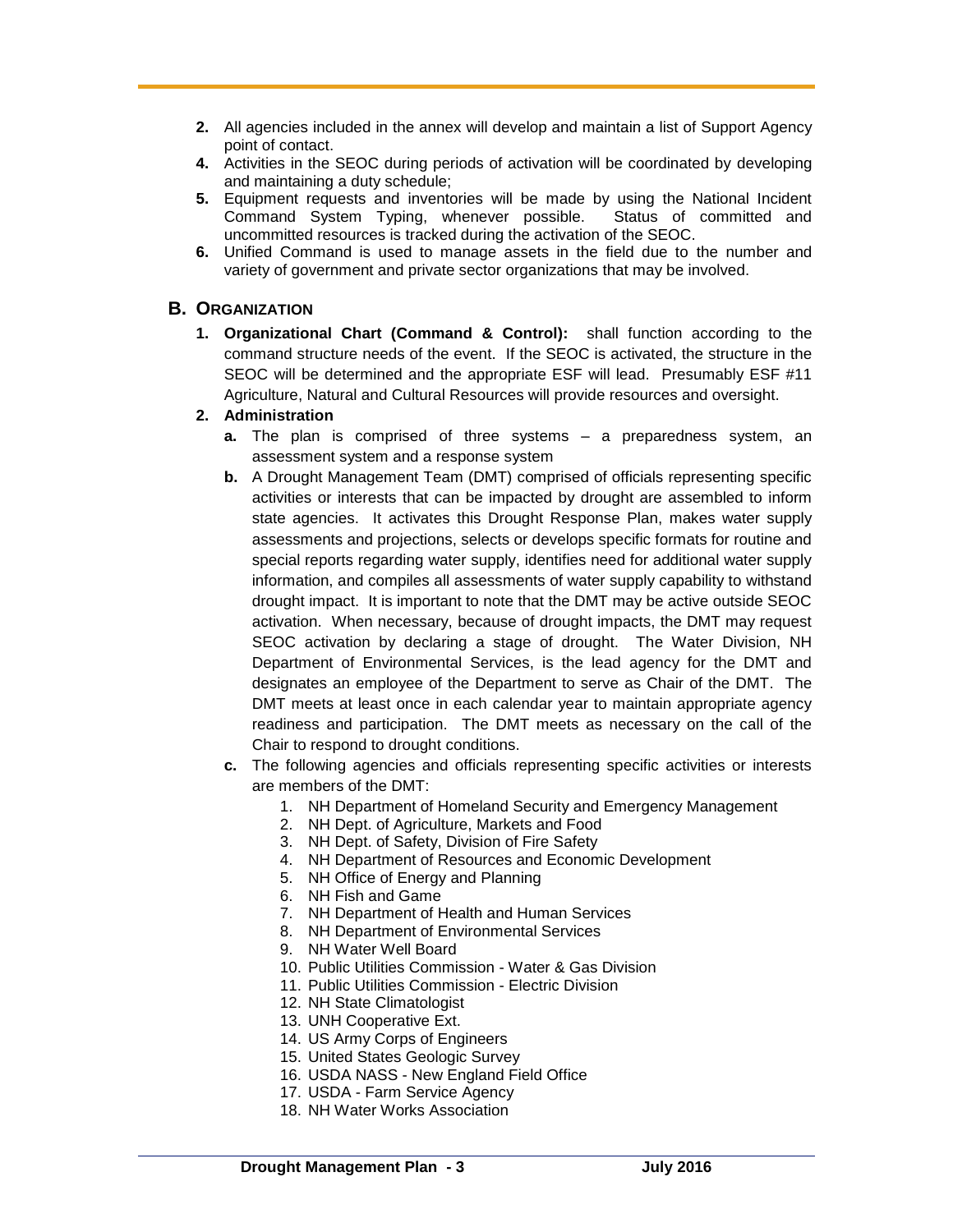2. All agencies included in the annex will develop and maintain a list of Support Agency point of contact.
4. Activities in the SEOC during periods of activation will be coordinated by developing and maintaining a duty schedule;
5. Equipment requests and inventories will be made by using the National Incident Command System Typing, whenever possible. Status of committed and uncommitted resources is tracked during the activation of the SEOC.
6. Unified Command is used to manage assets in the field due to the number and variety of government and private sector organizations that may be involved.

## B. Organization

1. **Organizational Chart (Command & Control):** shall function according to the command structure needs of the event. If the SEOC is activated, the structure in the SEOC will be determined and the appropriate ESF will lead. Presumably ESF #11 Agriculture, Natural and Cultural Resources will provide resources and oversight.
2. **Administration**
   - **a.** The plan is comprised of three systems – a preparedness system, an assessment system and a response system
   - **b.** A Drought Management Team (DMT) comprised of officials representing specific activities or interests that can be impacted by drought are assembled to inform state agencies. It activates this Drought Response Plan, makes water supply assessments and projections, selects or develops specific formats for routine and special reports regarding water supply, identifies need for additional water supply information, and compiles all assessments of water supply capability to withstand drought impact. It is important to note that the DMT may be active outside SEOC activation. When necessary, because of drought impacts, the DMT may request SEOC activation by declaring a stage of drought. The Water Division, NH Department of Environmental Services, is the lead agency for the DMT and designates an employee of the Department to serve as Chair of the DMT. The DMT meets at least once in each calendar year to maintain appropriate agency readiness and participation. The DMT meets as necessary on the call of the Chair to respond to drought conditions.
   - **c.** The following agencies and officials representing specific activities or interests are members of the DMT:
     1. NH Department of Homeland Security and Emergency Management
     2. NH Dept. of Agriculture, Markets and Food
     3. NH Dept. of Safety, Division of Fire Safety
     4. NH Department of Resources and Economic Development
     5. NH Office of Energy and Planning
     6. NH Fish and Game
     7. NH Department of Health and Human Services
     8. NH Department of Environmental Services
     9. NH Water Well Board
     10. Public Utilities Commission - Water & Gas Division
     11. Public Utilities Commission - Electric Division
     12. NH State Climatologist
     13. UNH Cooperative Ext.
     14. US Army Corps of Engineers
     15. United States Geologic Survey
     16. USDA NASS - New England Field Office
     17. USDA - Farm Service Agency
     18. NH Water Works Association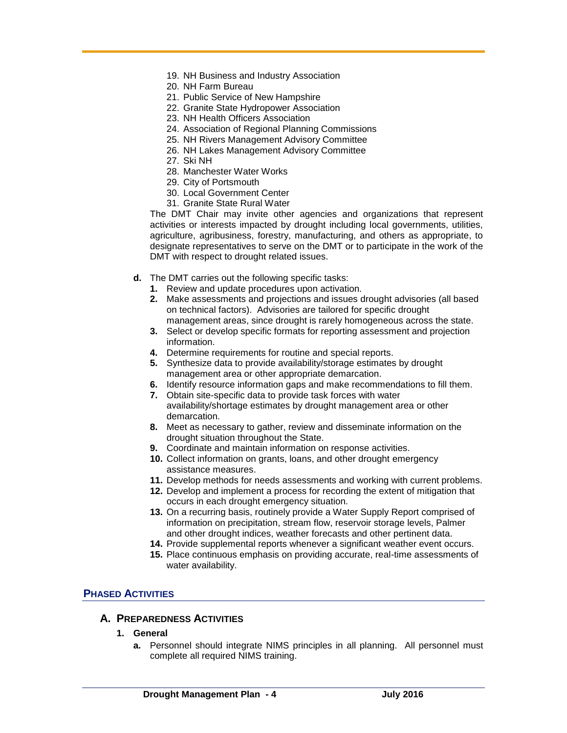19. NH Business and Industry Association
20. NH Farm Bureau
21. Public Service of New Hampshire
22. Granite State Hydropower Association
23. NH Health Officers Association
24. Association of Regional Planning Commissions
25. NH Rivers Management Advisory Committee
26. NH Lakes Management Advisory Committee
27. Ski NH
28. Manchester Water Works
29. City of Portsmouth
30. Local Government Center
31. Granite State Rural Water

The DMT Chair may invite other agencies and organizations that represent activities or interests impacted by drought including local governments, utilities, agriculture, agribusiness, forestry, manufacturing, and others as appropriate, to designate representatives to serve on the DMT or to participate in the work of the DMT with respect to drought related issues.

**d.** The DMT carries out the following specific tasks:

**1.** Review and update procedures upon activation.
**2.** Make assessments and projections and issues drought advisories (all based on technical factors). Advisories are tailored for specific drought management areas, since drought is rarely homogeneous across the state.
**3.** Select or develop specific formats for reporting assessment and projection information.
**4.** Determine requirements for routine and special reports.
**5.** Synthesize data to provide availability/storage estimates by drought management area or other appropriate demarcation.
**6.** Identify resource information gaps and make recommendations to fill them.
**7.** Obtain site-specific data to provide task forces with water availability/shortage estimates by drought management area or other demarcation.
**8.** Meet as necessary to gather, review and disseminate information on the drought situation throughout the State.
**9.** Coordinate and maintain information on response activities.
**10.** Collect information on grants, loans, and other drought emergency assistance measures.
**11.** Develop methods for needs assessments and working with current problems.
**12.** Develop and implement a process for recording the extent of mitigation that occurs in each drought emergency situation.
**13.** On a recurring basis, routinely provide a Water Supply Report comprised of information on precipitation, stream flow, reservoir storage levels, Palmer and other drought indices, weather forecasts and other pertinent data.
**14.** Provide supplemental reports whenever a significant weather event occurs.
**15.** Place continuous emphasis on providing accurate, real-time assessments of water availability.

## PHASED ACTIVITIES

### A. PREPAREDNESS ACTIVITIES

#### 1. General

**a.** Personnel should integrate NIMS principles in all planning. All personnel must complete all required NIMS training.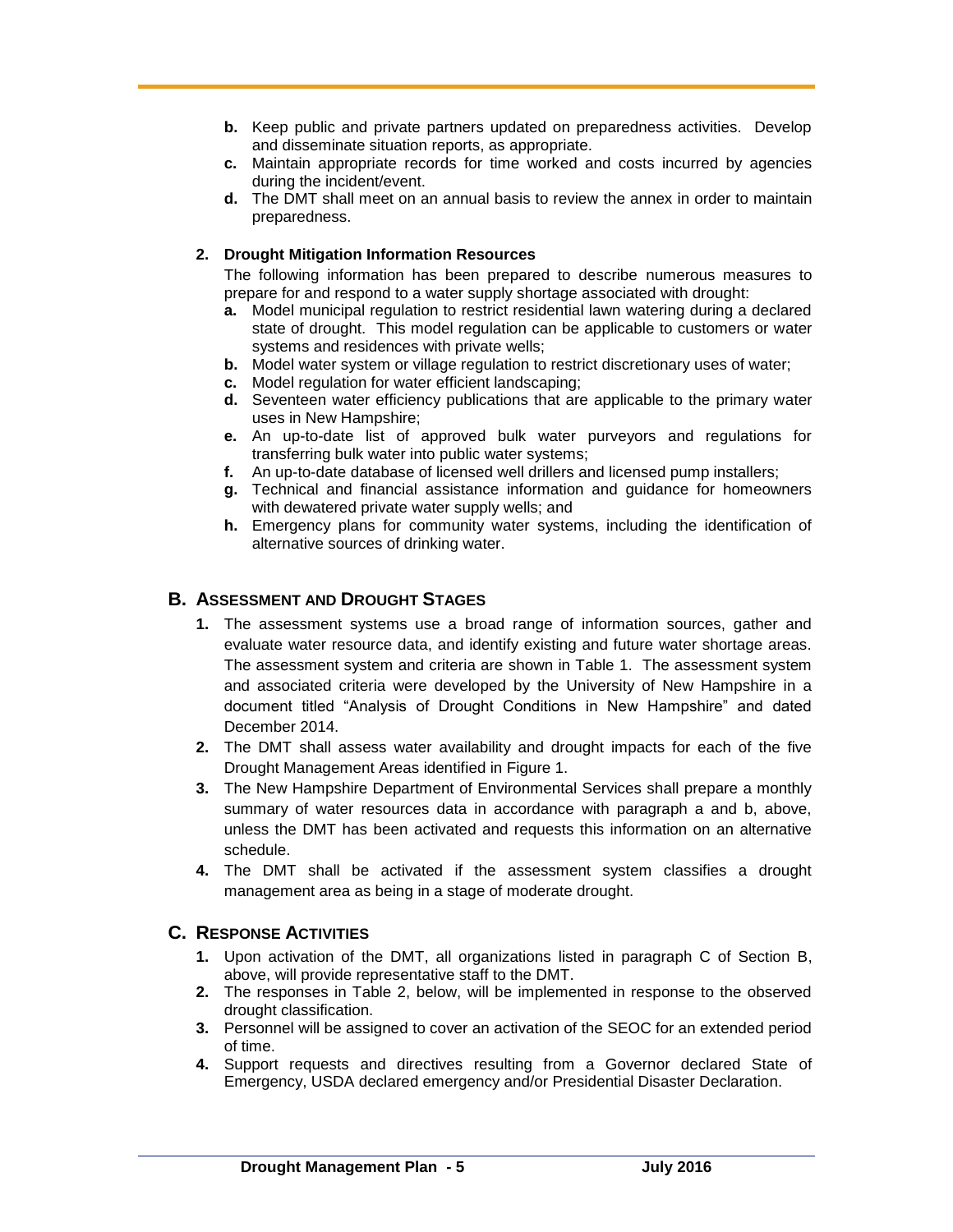b. Keep public and private partners updated on preparedness activities. Develop and disseminate situation reports, as appropriate.
c. Maintain appropriate records for time worked and costs incurred by agencies during the incident/event.
d. The DMT shall meet on an annual basis to review the annex in order to maintain preparedness.

**2. Drought Mitigation Information Resources**

The following information has been prepared to describe numerous measures to prepare for and respond to a water supply shortage associated with drought:

**a.** Model municipal regulation to restrict residential lawn watering during a declared state of drought. This model regulation can be applicable to customers or water systems and residences with private wells;
**b.** Model water system or village regulation to restrict discretionary uses of water;
**c.** Model regulation for water efficient landscaping;
**d.** Seventeen water efficiency publications that are applicable to the primary water uses in New Hampshire;
**e.** An up-to-date list of approved bulk water purveyors and regulations for transferring bulk water into public water systems;
**f.** An up-to-date database of licensed well drillers and licensed pump installers;
**g.** Technical and financial assistance information and guidance for homeowners with dewatered private water supply wells; and
**h.** Emergency plans for community water systems, including the identification of alternative sources of drinking water.

## B. ASSESSMENT AND DROUGHT STAGES

1. The assessment systems use a broad range of information sources, gather and evaluate water resource data, and identify existing and future water shortage areas. The assessment system and criteria are shown in Table 1. The assessment system and associated criteria were developed by the University of New Hampshire in a document titled "Analysis of Drought Conditions in New Hampshire" and dated December 2014.
2. The DMT shall assess water availability and drought impacts for each of the five Drought Management Areas identified in Figure 1.
3. The New Hampshire Department of Environmental Services shall prepare a monthly summary of water resources data in accordance with paragraph a and b, above, unless the DMT has been activated and requests this information on an alternative schedule.
4. The DMT shall be activated if the assessment system classifies a drought management area as being in a stage of moderate drought.

## C. RESPONSE ACTIVITIES

1. Upon activation of the DMT, all organizations listed in paragraph C of Section B, above, will provide representative staff to the DMT.
2. The responses in Table 2, below, will be implemented in response to the observed drought classification.
3. Personnel will be assigned to cover an activation of the SEOC for an extended period of time.
4. Support requests and directives resulting from a Governor declared State of Emergency, USDA declared emergency and/or Presidential Disaster Declaration.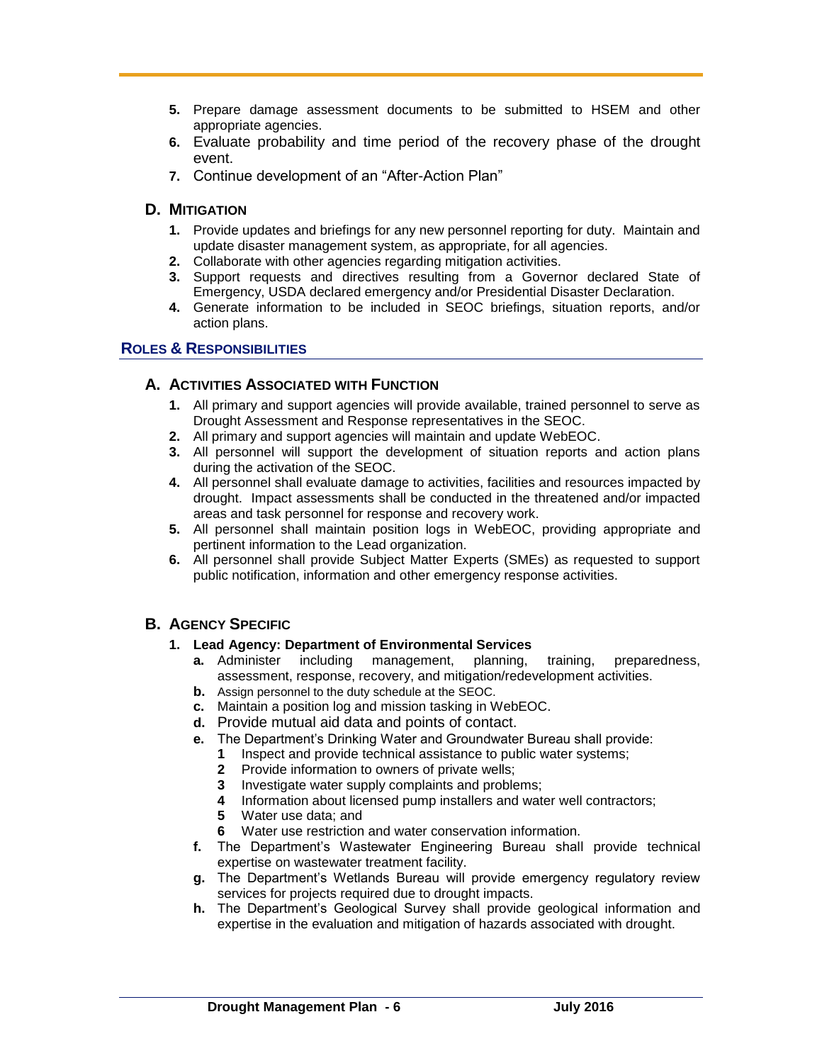5. Prepare damage assessment documents to be submitted to HSEM and other appropriate agencies.
6. Evaluate probability and time period of the recovery phase of the drought event.
7. Continue development of an "After-Action Plan"

### D. Mitigation

1. Provide updates and briefings for any new personnel reporting for duty. Maintain and update disaster management system, as appropriate, for all agencies.
2. Collaborate with other agencies regarding mitigation activities.
3. Support requests and directives resulting from a Governor declared State of Emergency, USDA declared emergency and/or Presidential Disaster Declaration.
4. Generate information to be included in SEOC briefings, situation reports, and/or action plans.

## Roles & Responsibilities

### A. Activities Associated with Function

1. All primary and support agencies will provide available, trained personnel to serve as Drought Assessment and Response representatives in the SEOC.
2. All primary and support agencies will maintain and update WebEOC.
3. All personnel will support the development of situation reports and action plans during the activation of the SEOC.
4. All personnel shall evaluate damage to activities, facilities and resources impacted by drought. Impact assessments shall be conducted in the threatened and/or impacted areas and task personnel for response and recovery work.
5. All personnel shall maintain position logs in WebEOC, providing appropriate and pertinent information to the Lead organization.
6. All personnel shall provide Subject Matter Experts (SMEs) as requested to support public notification, information and other emergency response activities.

### B. Agency Specific

1. **Lead Agency: Department of Environmental Services**
   - **a.** Administer including management, planning, training, preparedness, assessment, response, recovery, and mitigation/redevelopment activities.
   - **b.** Assign personnel to the duty schedule at the SEOC.
   - **c.** Maintain a position log and mission tasking in WebEOC.
   - **d.** Provide mutual aid data and points of contact.
   - **e.** The Department's Drinking Water and Groundwater Bureau shall provide:
     1. Inspect and provide technical assistance to public water systems;
     2. Provide information to owners of private wells;
     3. Investigate water supply complaints and problems;
     4. Information about licensed pump installers and water well contractors;
     5. Water use data; and
     6. Water use restriction and water conservation information.
   - **f.** The Department's Wastewater Engineering Bureau shall provide technical expertise on wastewater treatment facility.
   - **g.** The Department's Wetlands Bureau will provide emergency regulatory review services for projects required due to drought impacts.
   - **h.** The Department's Geological Survey shall provide geological information and expertise in the evaluation and mitigation of hazards associated with drought.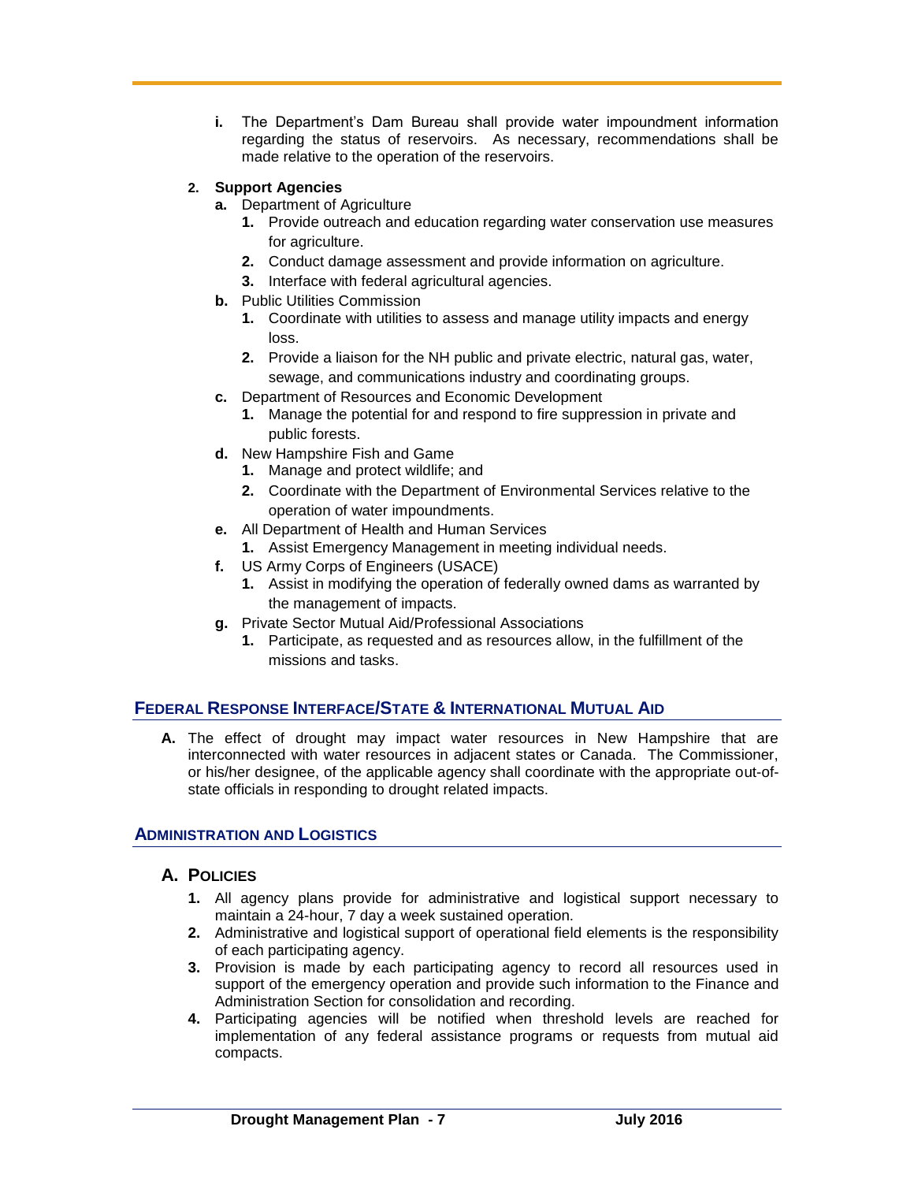i. The Department's Dam Bureau shall provide water impoundment information regarding the status of reservoirs. As necessary, recommendations shall be made relative to the operation of the reservoirs.

**2. Support Agencies**

- **a.** Department of Agriculture
  - **1.** Provide outreach and education regarding water conservation use measures for agriculture.
  - **2.** Conduct damage assessment and provide information on agriculture.
  - **3.** Interface with federal agricultural agencies.
- **b.** Public Utilities Commission
  - **1.** Coordinate with utilities to assess and manage utility impacts and energy loss.
  - **2.** Provide a liaison for the NH public and private electric, natural gas, water, sewage, and communications industry and coordinating groups.
- **c.** Department of Resources and Economic Development
  - **1.** Manage the potential for and respond to fire suppression in private and public forests.
- **d.** New Hampshire Fish and Game
  - **1.** Manage and protect wildlife; and
  - **2.** Coordinate with the Department of Environmental Services relative to the operation of water impoundments.
- **e.** All Department of Health and Human Services
  - **1.** Assist Emergency Management in meeting individual needs.
- **f.** US Army Corps of Engineers (USACE)
  - **1.** Assist in modifying the operation of federally owned dams as warranted by the management of impacts.
- **g.** Private Sector Mutual Aid/Professional Associations
  - **1.** Participate, as requested and as resources allow, in the fulfillment of the missions and tasks.

## FEDERAL RESPONSE INTERFACE/STATE & INTERNATIONAL MUTUAL AID

**A.** The effect of drought may impact water resources in New Hampshire that are interconnected with water resources in adjacent states or Canada. The Commissioner, or his/her designee, of the applicable agency shall coordinate with the appropriate out-of-state officials in responding to drought related impacts.

## ADMINISTRATION AND LOGISTICS

### A. POLICIES

1. All agency plans provide for administrative and logistical support necessary to maintain a 24-hour, 7 day a week sustained operation.
2. Administrative and logistical support of operational field elements is the responsibility of each participating agency.
3. Provision is made by each participating agency to record all resources used in support of the emergency operation and provide such information to the Finance and Administration Section for consolidation and recording.
4. Participating agencies will be notified when threshold levels are reached for implementation of any federal assistance programs or requests from mutual aid compacts.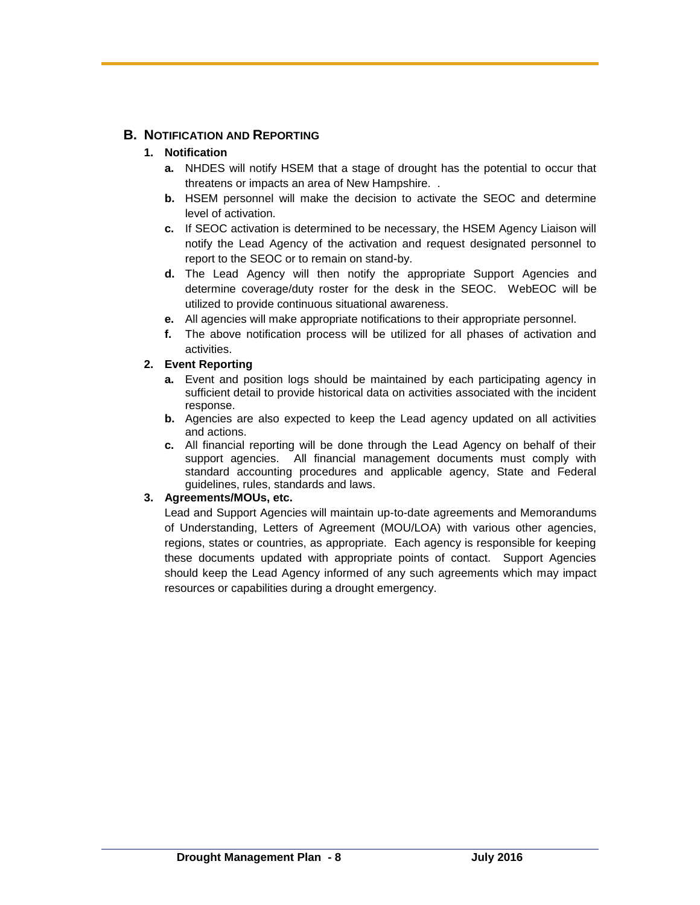## B. Notification and Reporting

### 1. Notification

- **a.** NHDES will notify HSEM that a stage of drought has the potential to occur that threatens or impacts an area of New Hampshire. .
- **b.** HSEM personnel will make the decision to activate the SEOC and determine level of activation.
- **c.** If SEOC activation is determined to be necessary, the HSEM Agency Liaison will notify the Lead Agency of the activation and request designated personnel to report to the SEOC or to remain on stand-by.
- **d.** The Lead Agency will then notify the appropriate Support Agencies and determine coverage/duty roster for the desk in the SEOC. WebEOC will be utilized to provide continuous situational awareness.
- **e.** All agencies will make appropriate notifications to their appropriate personnel.
- **f.** The above notification process will be utilized for all phases of activation and activities.

### 2. Event Reporting

- **a.** Event and position logs should be maintained by each participating agency in sufficient detail to provide historical data on activities associated with the incident response.
- **b.** Agencies are also expected to keep the Lead agency updated on all activities and actions.
- **c.** All financial reporting will be done through the Lead Agency on behalf of their support agencies. All financial management documents must comply with standard accounting procedures and applicable agency, State and Federal guidelines, rules, standards and laws.

### 3. Agreements/MOUs, etc.

Lead and Support Agencies will maintain up-to-date agreements and Memorandums of Understanding, Letters of Agreement (MOU/LOA) with various other agencies, regions, states or countries, as appropriate. Each agency is responsible for keeping these documents updated with appropriate points of contact. Support Agencies should keep the Lead Agency informed of any such agreements which may impact resources or capabilities during a drought emergency.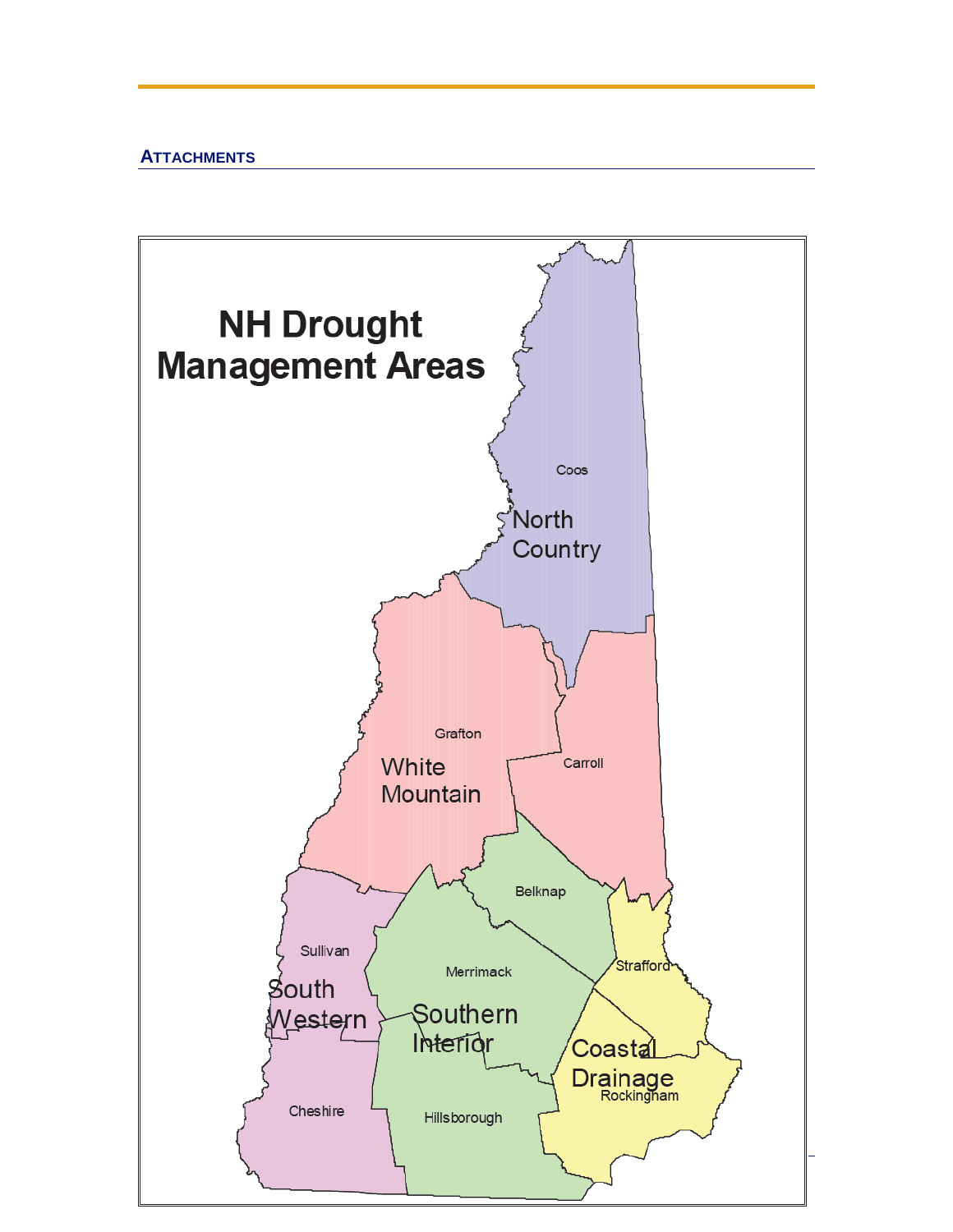## ATTACHMENTS

# NH Drought Management Areas

North Country

Coos

White Mountain

Grafton

Carroll

South Western

Sullivan

Cheshire

Southern Interior

Belknap

Merrimack

Hillsborough

Coastal Drainage

Strafford

Rockingham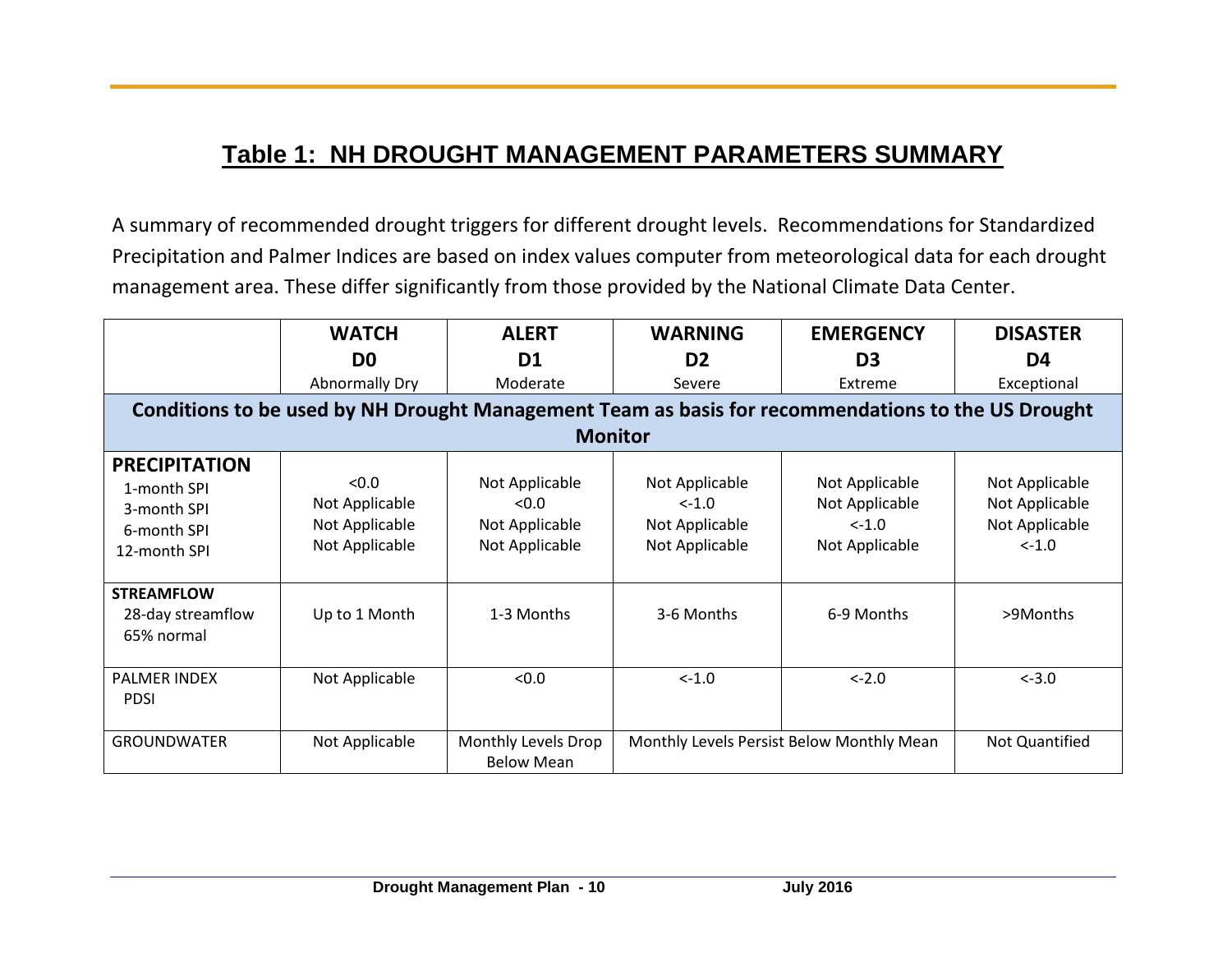# Table 1: NH DROUGHT MANAGEMENT PARAMETERS SUMMARY

A summary of recommended drought triggers for different drought levels. Recommendations for Standardized Precipitation and Palmer Indices are based on index values computer from meteorological data for each drought management area. These differ significantly from those provided by the National Climate Data Center.

| | **WATCH** **D0** Abnormally Dry | **ALERT** **D1** Moderate | **WARNING** **D2** Severe | **EMERGENCY** **D3** Extreme | **DISASTER** **D4** Exceptional |
|---|---|---|---|---|---|
| **Conditions to be used by NH Drought Management Team as basis for recommendations to the US Drought Monitor** | | | | | |
| **PRECIPITATION** 1-month SPI<br>3-month SPI<br>6-month SPI<br>12-month SPI | <0.0<br>Not Applicable<br>Not Applicable<br>Not Applicable | Not Applicable<br><0.0<br>Not Applicable<br>Not Applicable | Not Applicable<br><-1.0<br>Not Applicable<br>Not Applicable | Not Applicable<br>Not Applicable<br><-1.0<br>Not Applicable | Not Applicable<br>Not Applicable<br>Not Applicable<br><-1.0 |
| **STREAMFLOW** 28-day streamflow 65% normal | Up to 1 Month | 1-3 Months | 3-6 Months | 6-9 Months | >9Months |
| PALMER INDEX PDSI | Not Applicable | <0.0 | <-1.0 | <-2.0 | <-3.0 |
| GROUNDWATER | Not Applicable | Monthly Levels Drop Below Mean | Monthly Levels Persist Below Monthly Mean | | Not Quantified |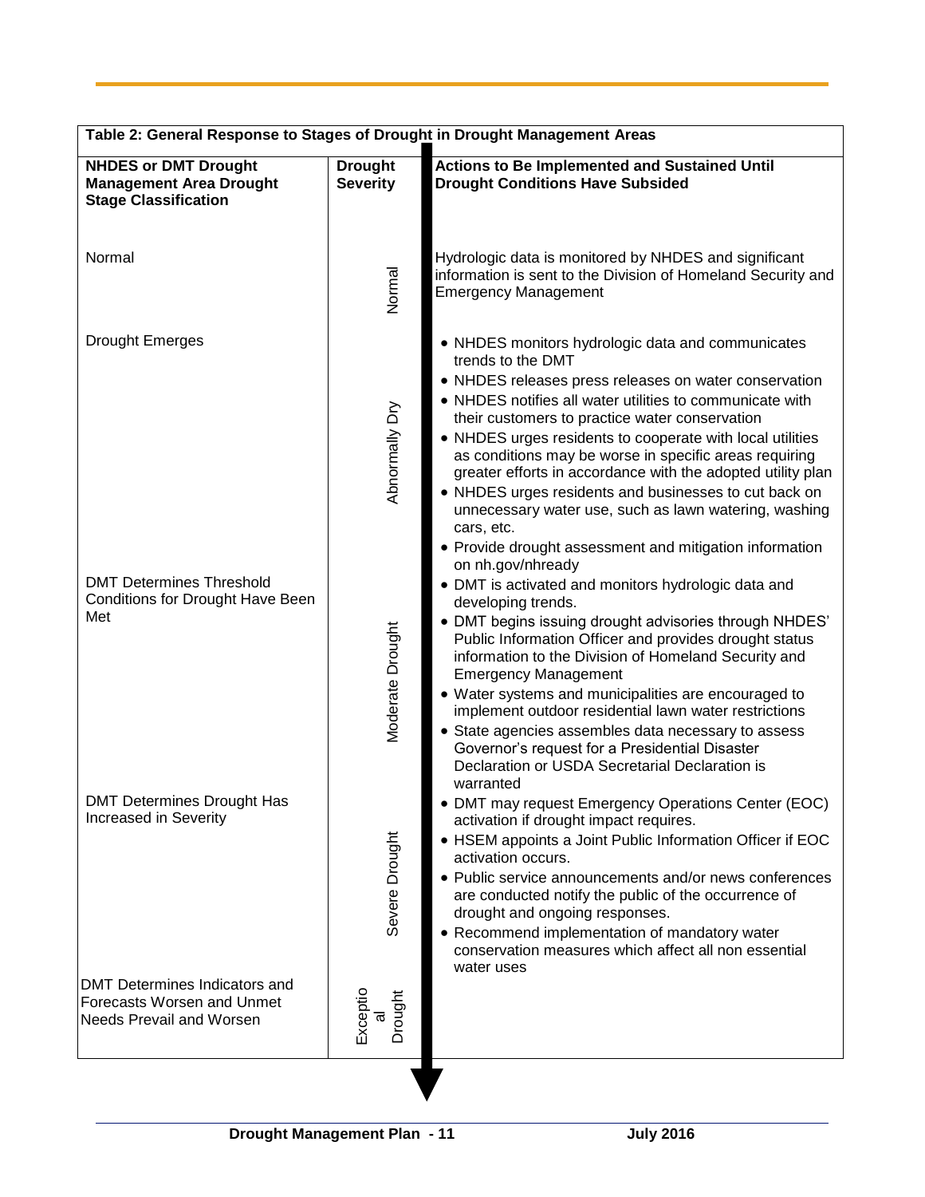**Table 2: General Response to Stages of Drought in Drought Management Areas**

| NHDES or DMT Drought Management Area Drought Stage Classification | Drought Severity | Actions to Be Implemented and Sustained Until Drought Conditions Have Subsided |
|---|---|---|
| Normal | Normal | Hydrologic data is monitored by NHDES and significant information is sent to the Division of Homeland Security and Emergency Management |
| Drought Emerges | Abnormally Dry | • NHDES monitors hydrologic data and communicates trends to the DMT<br>• NHDES releases press releases on water conservation<br>• NHDES notifies all water utilities to communicate with their customers to practice water conservation<br>• NHDES urges residents to cooperate with local utilities as conditions may be worse in specific areas requiring greater efforts in accordance with the adopted utility plan<br>• NHDES urges residents and businesses to cut back on unnecessary water use, such as lawn watering, washing cars, etc.<br>• Provide drought assessment and mitigation information on nh.gov/nhready |
| DMT Determines Threshold Conditions for Drought Have Been Met | Moderate Drought | • DMT is activated and monitors hydrologic data and developing trends.<br>• DMT begins issuing drought advisories through NHDES' Public Information Officer and provides drought status information to the Division of Homeland Security and Emergency Management<br>• Water systems and municipalities are encouraged to implement outdoor residential lawn water restrictions<br>• State agencies assembles data necessary to assess Governor's request for a Presidential Disaster Declaration or USDA Secretarial Declaration is warranted |
| DMT Determines Drought Has Increased in Severity | Severe Drought | • DMT may request Emergency Operations Center (EOC) activation if drought impact requires.<br>• HSEM appoints a Joint Public Information Officer if EOC activation occurs.<br>• Public service announcements and/or news conferences are conducted notify the public of the occurrence of drought and ongoing responses.<br>• Recommend implementation of mandatory water conservation measures which affect all non essential water uses |
| DMT Determines Indicators and Forecasts Worsen and Unmet Needs Prevail and Worsen | Exceptional Drought | |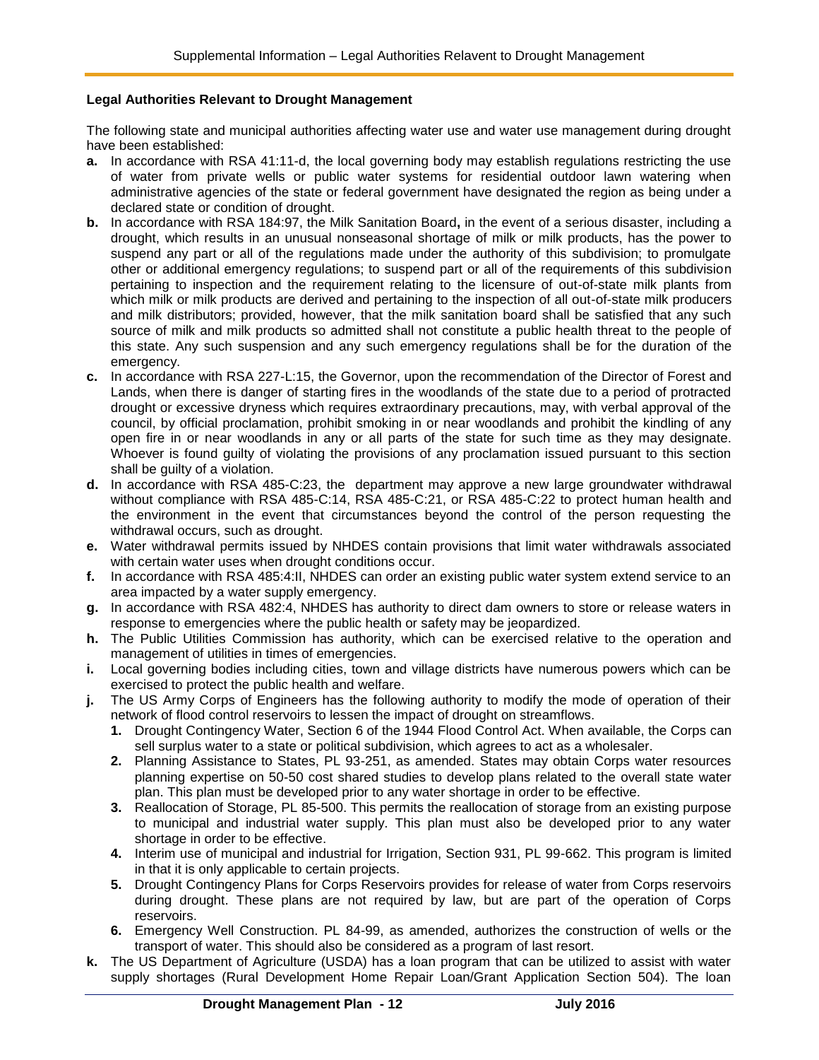**Legal Authorities Relevant to Drought Management**

The following state and municipal authorities affecting water use and water use management during drought have been established:

- **a.** In accordance with RSA 41:11-d, the local governing body may establish regulations restricting the use of water from private wells or public water systems for residential outdoor lawn watering when administrative agencies of the state or federal government have designated the region as being under a declared state or condition of drought.
- **b.** In accordance with RSA 184:97, the Milk Sanitation Board**,** in the event of a serious disaster, including a drought, which results in an unusual nonseasonal shortage of milk or milk products, has the power to suspend any part or all of the regulations made under the authority of this subdivision; to promulgate other or additional emergency regulations; to suspend part or all of the requirements of this subdivision pertaining to inspection and the requirement relating to the licensure of out-of-state milk plants from which milk or milk products are derived and pertaining to the inspection of all out-of-state milk producers and milk distributors; provided, however, that the milk sanitation board shall be satisfied that any such source of milk and milk products so admitted shall not constitute a public health threat to the people of this state. Any such suspension and any such emergency regulations shall be for the duration of the emergency.
- **c.** In accordance with RSA 227-L:15, the Governor, upon the recommendation of the Director of Forest and Lands, when there is danger of starting fires in the woodlands of the state due to a period of protracted drought or excessive dryness which requires extraordinary precautions, may, with verbal approval of the council, by official proclamation, prohibit smoking in or near woodlands and prohibit the kindling of any open fire in or near woodlands in any or all parts of the state for such time as they may designate. Whoever is found guilty of violating the provisions of any proclamation issued pursuant to this section shall be guilty of a violation.
- **d.** In accordance with RSA 485-C:23, the department may approve a new large groundwater withdrawal without compliance with RSA 485-C:14, RSA 485-C:21, or RSA 485-C:22 to protect human health and the environment in the event that circumstances beyond the control of the person requesting the withdrawal occurs, such as drought.
- **e.** Water withdrawal permits issued by NHDES contain provisions that limit water withdrawals associated with certain water uses when drought conditions occur.
- **f.** In accordance with RSA 485:4:II, NHDES can order an existing public water system extend service to an area impacted by a water supply emergency.
- **g.** In accordance with RSA 482:4, NHDES has authority to direct dam owners to store or release waters in response to emergencies where the public health or safety may be jeopardized.
- **h.** The Public Utilities Commission has authority, which can be exercised relative to the operation and management of utilities in times of emergencies.
- **i.** Local governing bodies including cities, town and village districts have numerous powers which can be exercised to protect the public health and welfare.
- **j.** The US Army Corps of Engineers has the following authority to modify the mode of operation of their network of flood control reservoirs to lessen the impact of drought on streamflows.
  1. Drought Contingency Water, Section 6 of the 1944 Flood Control Act. When available, the Corps can sell surplus water to a state or political subdivision, which agrees to act as a wholesaler.
  2. Planning Assistance to States, PL 93-251, as amended. States may obtain Corps water resources planning expertise on 50-50 cost shared studies to develop plans related to the overall state water plan. This plan must be developed prior to any water shortage in order to be effective.
  3. Reallocation of Storage, PL 85-500. This permits the reallocation of storage from an existing purpose to municipal and industrial water supply. This plan must also be developed prior to any water shortage in order to be effective.
  4. Interim use of municipal and industrial for Irrigation, Section 931, PL 99-662. This program is limited in that it is only applicable to certain projects.
  5. Drought Contingency Plans for Corps Reservoirs provides for release of water from Corps reservoirs during drought. These plans are not required by law, but are part of the operation of Corps reservoirs.
  6. Emergency Well Construction. PL 84-99, as amended, authorizes the construction of wells or the transport of water. This should also be considered as a program of last resort.
- **k.** The US Department of Agriculture (USDA) has a loan program that can be utilized to assist with water supply shortages (Rural Development Home Repair Loan/Grant Application Section 504). The loan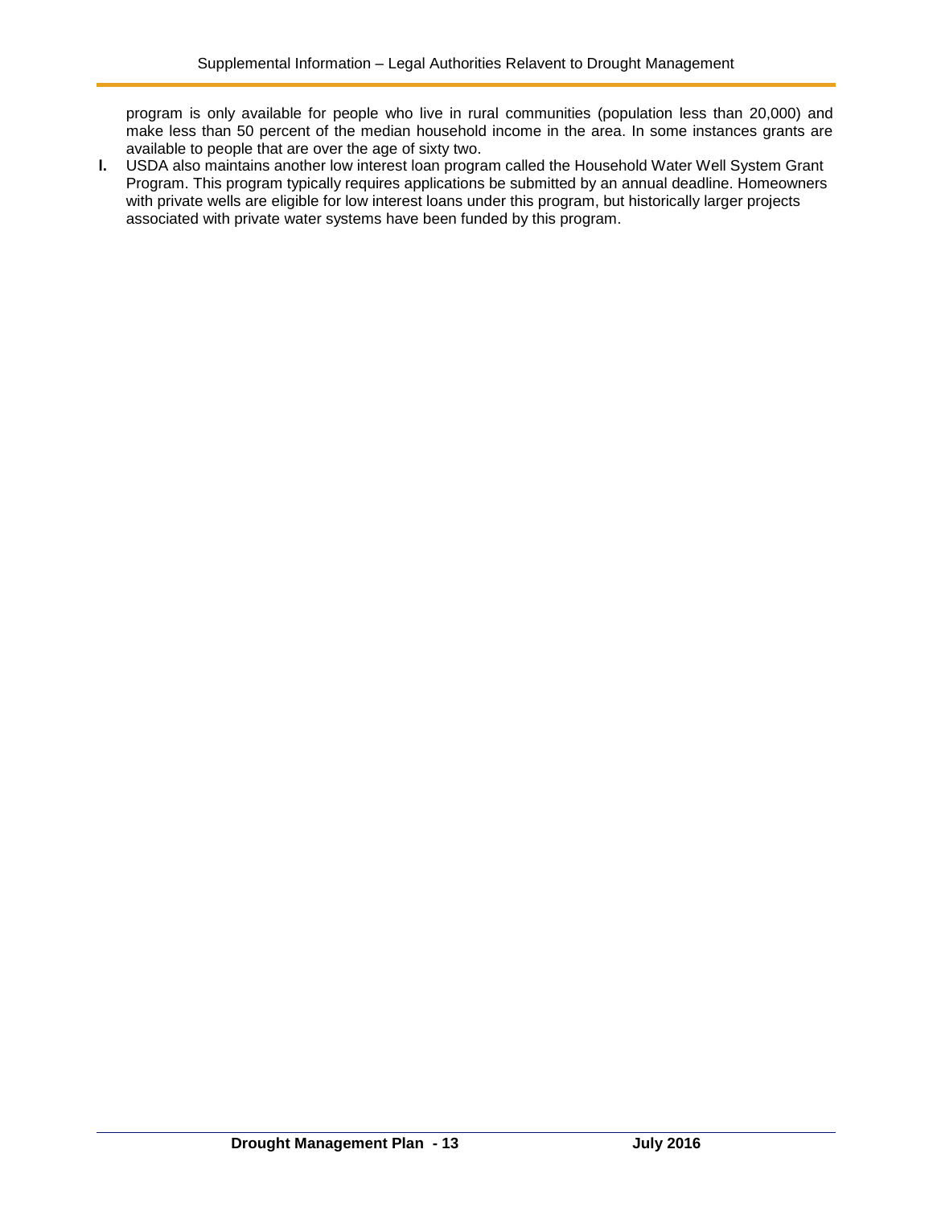program is only available for people who live in rural communities (population less than 20,000) and make less than 50 percent of the median household income in the area. In some instances grants are available to people that are over the age of sixty two.

**I.** USDA also maintains another low interest loan program called the Household Water Well System Grant Program. This program typically requires applications be submitted by an annual deadline. Homeowners with private wells are eligible for low interest loans under this program, but historically larger projects associated with private water systems have been funded by this program.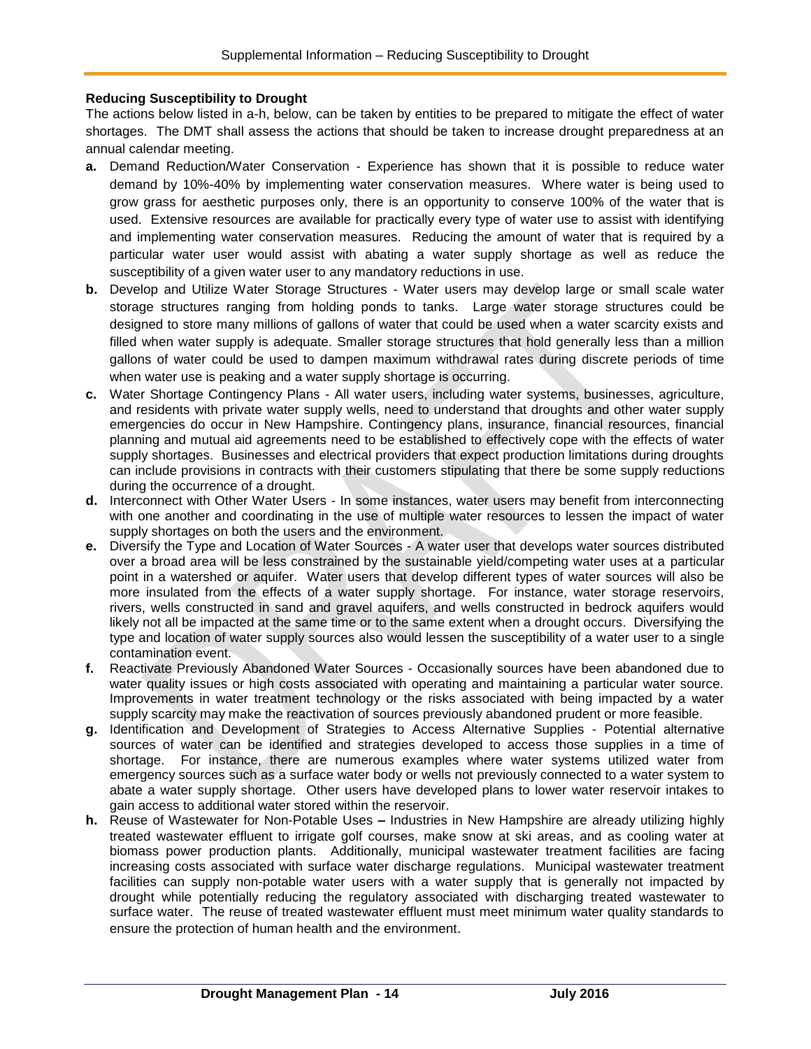**Reducing Susceptibility to Drought**

The actions below listed in a-h, below, can be taken by entities to be prepared to mitigate the effect of water shortages. The DMT shall assess the actions that should be taken to increase drought preparedness at an annual calendar meeting.

- **a.** Demand Reduction/Water Conservation - Experience has shown that it is possible to reduce water demand by 10%-40% by implementing water conservation measures. Where water is being used to grow grass for aesthetic purposes only, there is an opportunity to conserve 100% of the water that is used. Extensive resources are available for practically every type of water use to assist with identifying and implementing water conservation measures. Reducing the amount of water that is required by a particular water user would assist with abating a water supply shortage as well as reduce the susceptibility of a given water user to any mandatory reductions in use.
- **b.** Develop and Utilize Water Storage Structures - Water users may develop large or small scale water storage structures ranging from holding ponds to tanks. Large water storage structures could be designed to store many millions of gallons of water that could be used when a water scarcity exists and filled when water supply is adequate. Smaller storage structures that hold generally less than a million gallons of water could be used to dampen maximum withdrawal rates during discrete periods of time when water use is peaking and a water supply shortage is occurring.
- **c.** Water Shortage Contingency Plans - All water users, including water systems, businesses, agriculture, and residents with private water supply wells, need to understand that droughts and other water supply emergencies do occur in New Hampshire. Contingency plans, insurance, financial resources, financial planning and mutual aid agreements need to be established to effectively cope with the effects of water supply shortages. Businesses and electrical providers that expect production limitations during droughts can include provisions in contracts with their customers stipulating that there be some supply reductions during the occurrence of a drought.
- **d.** Interconnect with Other Water Users - In some instances, water users may benefit from interconnecting with one another and coordinating in the use of multiple water resources to lessen the impact of water supply shortages on both the users and the environment.
- **e.** Diversify the Type and Location of Water Sources - A water user that develops water sources distributed over a broad area will be less constrained by the sustainable yield/competing water uses at a particular point in a watershed or aquifer. Water users that develop different types of water sources will also be more insulated from the effects of a water supply shortage. For instance, water storage reservoirs, rivers, wells constructed in sand and gravel aquifers, and wells constructed in bedrock aquifers would likely not all be impacted at the same time or to the same extent when a drought occurs. Diversifying the type and location of water supply sources also would lessen the susceptibility of a water user to a single contamination event.
- **f.** Reactivate Previously Abandoned Water Sources - Occasionally sources have been abandoned due to water quality issues or high costs associated with operating and maintaining a particular water source. Improvements in water treatment technology or the risks associated with being impacted by a water supply scarcity may make the reactivation of sources previously abandoned prudent or more feasible.
- **g.** Identification and Development of Strategies to Access Alternative Supplies - Potential alternative sources of water can be identified and strategies developed to access those supplies in a time of shortage. For instance, there are numerous examples where water systems utilized water from emergency sources such as a surface water body or wells not previously connected to a water system to abate a water supply shortage. Other users have developed plans to lower water reservoir intakes to gain access to additional water stored within the reservoir.
- **h.** Reuse of Wastewater for Non-Potable Uses **–** Industries in New Hampshire are already utilizing highly treated wastewater effluent to irrigate golf courses, make snow at ski areas, and as cooling water at biomass power production plants. Additionally, municipal wastewater treatment facilities are facing increasing costs associated with surface water discharge regulations. Municipal wastewater treatment facilities can supply non-potable water users with a water supply that is generally not impacted by drought while potentially reducing the regulatory associated with discharging treated wastewater to surface water. The reuse of treated wastewater effluent must meet minimum water quality standards to ensure the protection of human health and the environment.